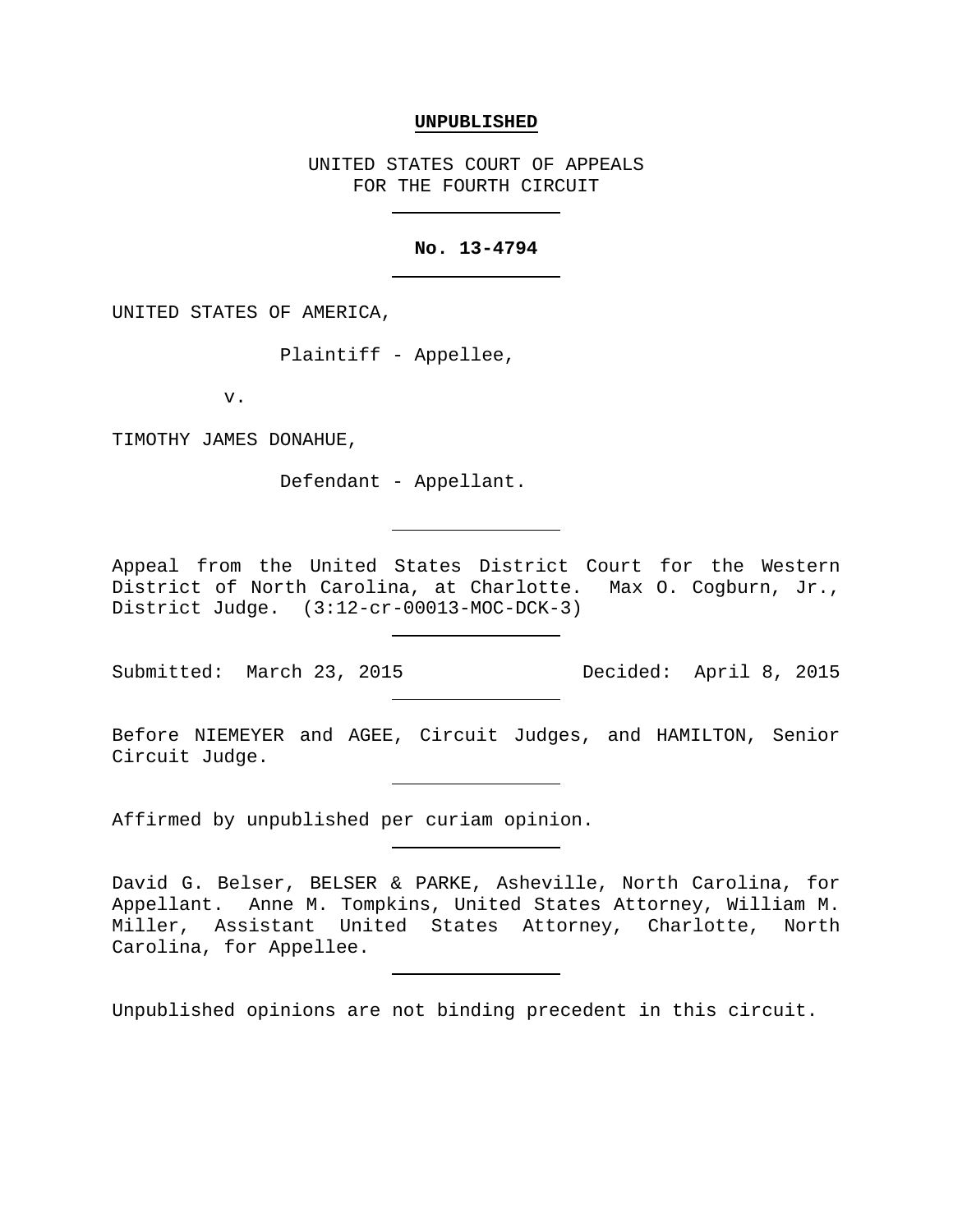**UNPUBLISHED**

UNITED STATES COURT OF APPEALS
FOR THE FOURTH CIRCUIT

---

**No. 13-4794**

---

UNITED STATES OF AMERICA,

Plaintiff - Appellee,

v.

TIMOTHY JAMES DONAHUE,

Defendant - Appellant.

---

Appeal from the United States District Court for the Western District of North Carolina, at Charlotte. Max O. Cogburn, Jr., District Judge. (3:12-cr-00013-MOC-DCK-3)

---

Submitted: March 23, 2015 Decided: April 8, 2015

---

Before NIEMEYER and AGEE, Circuit Judges, and HAMILTON, Senior Circuit Judge.

---

Affirmed by unpublished per curiam opinion.

---

David G. Belser, BELSER & PARKE, Asheville, North Carolina, for Appellant. Anne M. Tompkins, United States Attorney, William M. Miller, Assistant United States Attorney, Charlotte, North Carolina, for Appellee.

---

Unpublished opinions are not binding precedent in this circuit.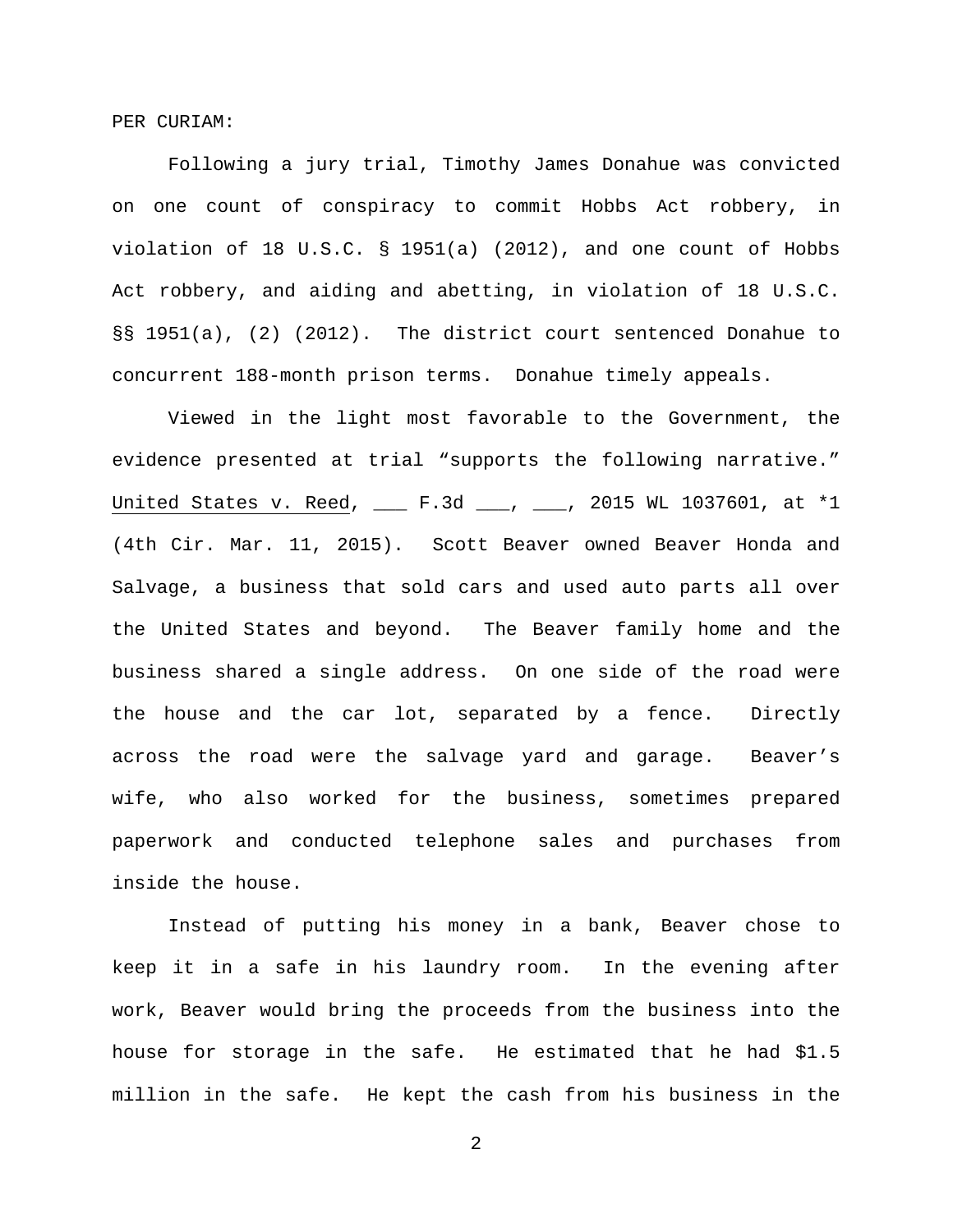PER CURIAM:

Following a jury trial, Timothy James Donahue was convicted on one count of conspiracy to commit Hobbs Act robbery, in violation of 18 U.S.C. § 1951(a) (2012), and one count of Hobbs Act robbery, and aiding and abetting, in violation of 18 U.S.C. §§ 1951(a), (2) (2012). The district court sentenced Donahue to concurrent 188-month prison terms. Donahue timely appeals.

Viewed in the light most favorable to the Government, the evidence presented at trial "supports the following narrative." United States v. Reed, ___ F.3d ___, ___, 2015 WL 1037601, at *1 (4th Cir. Mar. 11, 2015). Scott Beaver owned Beaver Honda and Salvage, a business that sold cars and used auto parts all over the United States and beyond. The Beaver family home and the business shared a single address. On one side of the road were the house and the car lot, separated by a fence. Directly across the road were the salvage yard and garage. Beaver's wife, who also worked for the business, sometimes prepared paperwork and conducted telephone sales and purchases from inside the house.

Instead of putting his money in a bank, Beaver chose to keep it in a safe in his laundry room. In the evening after work, Beaver would bring the proceeds from the business into the house for storage in the safe. He estimated that he had $1.5 million in the safe. He kept the cash from his business in the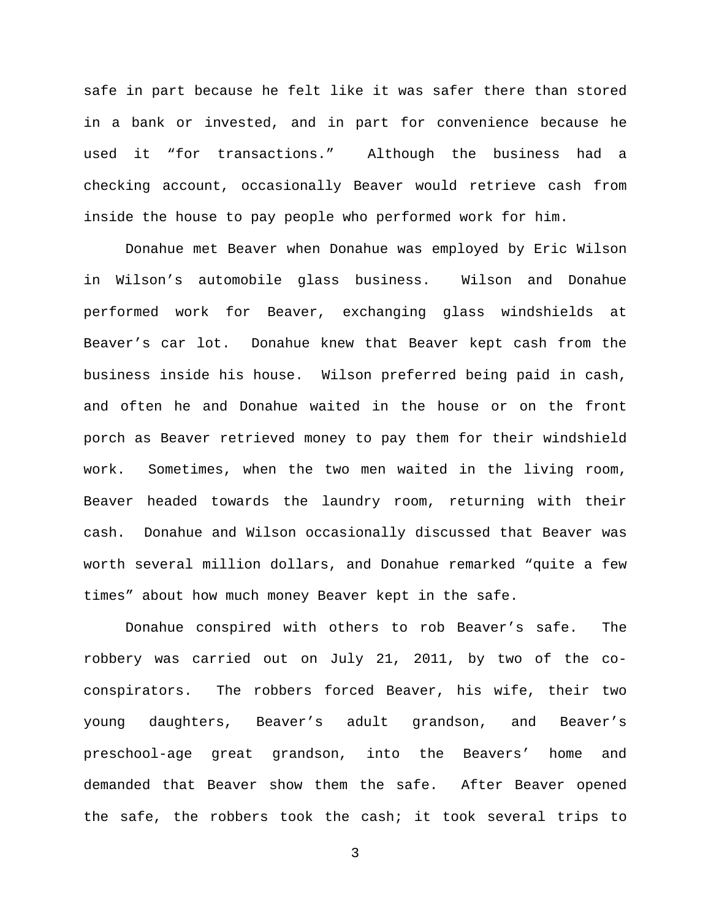safe in part because he felt like it was safer there than stored in a bank or invested, and in part for convenience because he used it "for transactions." Although the business had a checking account, occasionally Beaver would retrieve cash from inside the house to pay people who performed work for him.

Donahue met Beaver when Donahue was employed by Eric Wilson in Wilson's automobile glass business. Wilson and Donahue performed work for Beaver, exchanging glass windshields at Beaver's car lot. Donahue knew that Beaver kept cash from the business inside his house. Wilson preferred being paid in cash, and often he and Donahue waited in the house or on the front porch as Beaver retrieved money to pay them for their windshield work. Sometimes, when the two men waited in the living room, Beaver headed towards the laundry room, returning with their cash. Donahue and Wilson occasionally discussed that Beaver was worth several million dollars, and Donahue remarked "quite a few times" about how much money Beaver kept in the safe.

Donahue conspired with others to rob Beaver's safe. The robbery was carried out on July 21, 2011, by two of the co-conspirators. The robbers forced Beaver, his wife, their two young daughters, Beaver's adult grandson, and Beaver's preschool-age great grandson, into the Beavers' home and demanded that Beaver show them the safe. After Beaver opened the safe, the robbers took the cash; it took several trips to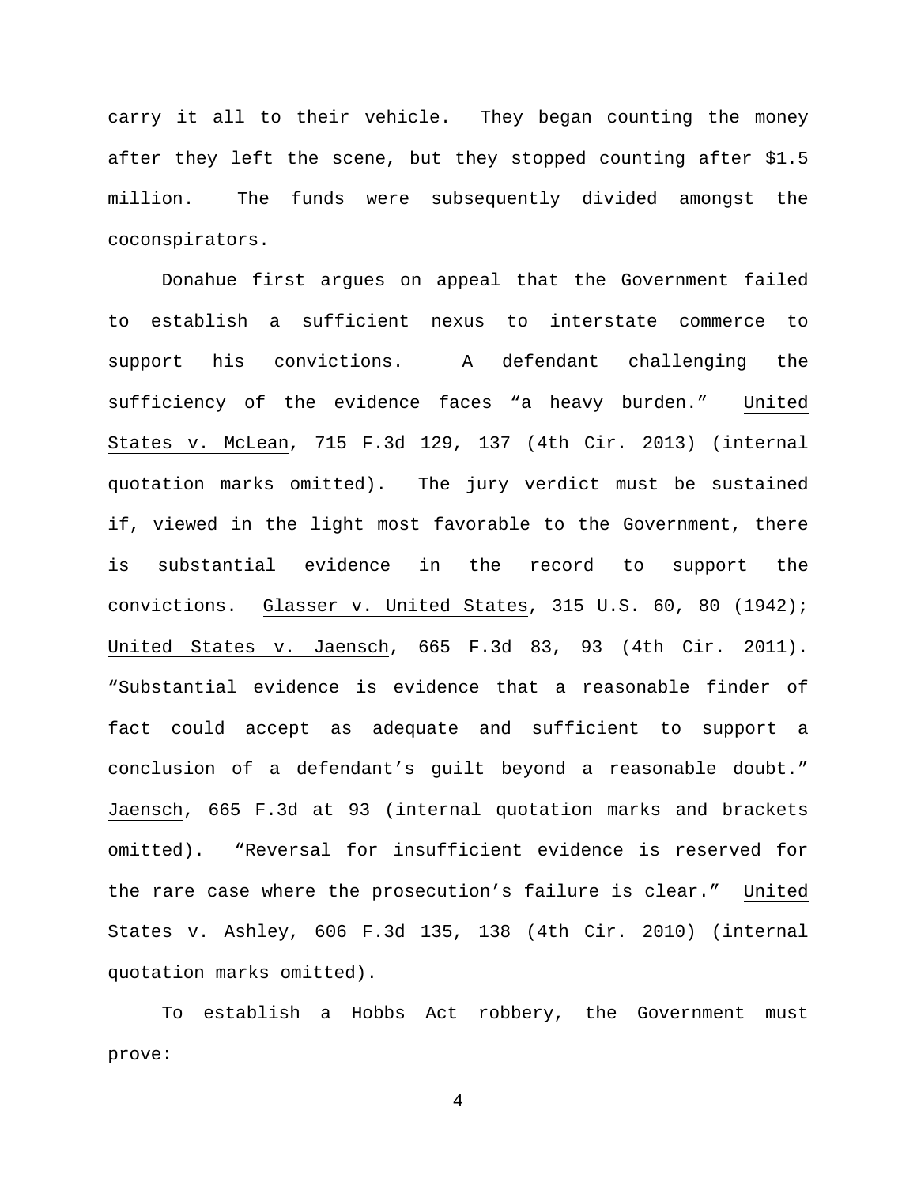carry it all to their vehicle. They began counting the money after they left the scene, but they stopped counting after $1.5 million. The funds were subsequently divided amongst the coconspirators.

Donahue first argues on appeal that the Government failed to establish a sufficient nexus to interstate commerce to support his convictions. A defendant challenging the sufficiency of the evidence faces "a heavy burden." United States v. McLean, 715 F.3d 129, 137 (4th Cir. 2013) (internal quotation marks omitted). The jury verdict must be sustained if, viewed in the light most favorable to the Government, there is substantial evidence in the record to support the convictions. Glasser v. United States, 315 U.S. 60, 80 (1942); United States v. Jaensch, 665 F.3d 83, 93 (4th Cir. 2011). "Substantial evidence is evidence that a reasonable finder of fact could accept as adequate and sufficient to support a conclusion of a defendant's guilt beyond a reasonable doubt." Jaensch, 665 F.3d at 93 (internal quotation marks and brackets omitted). "Reversal for insufficient evidence is reserved for the rare case where the prosecution's failure is clear." United States v. Ashley, 606 F.3d 135, 138 (4th Cir. 2010) (internal quotation marks omitted).

To establish a Hobbs Act robbery, the Government must prove: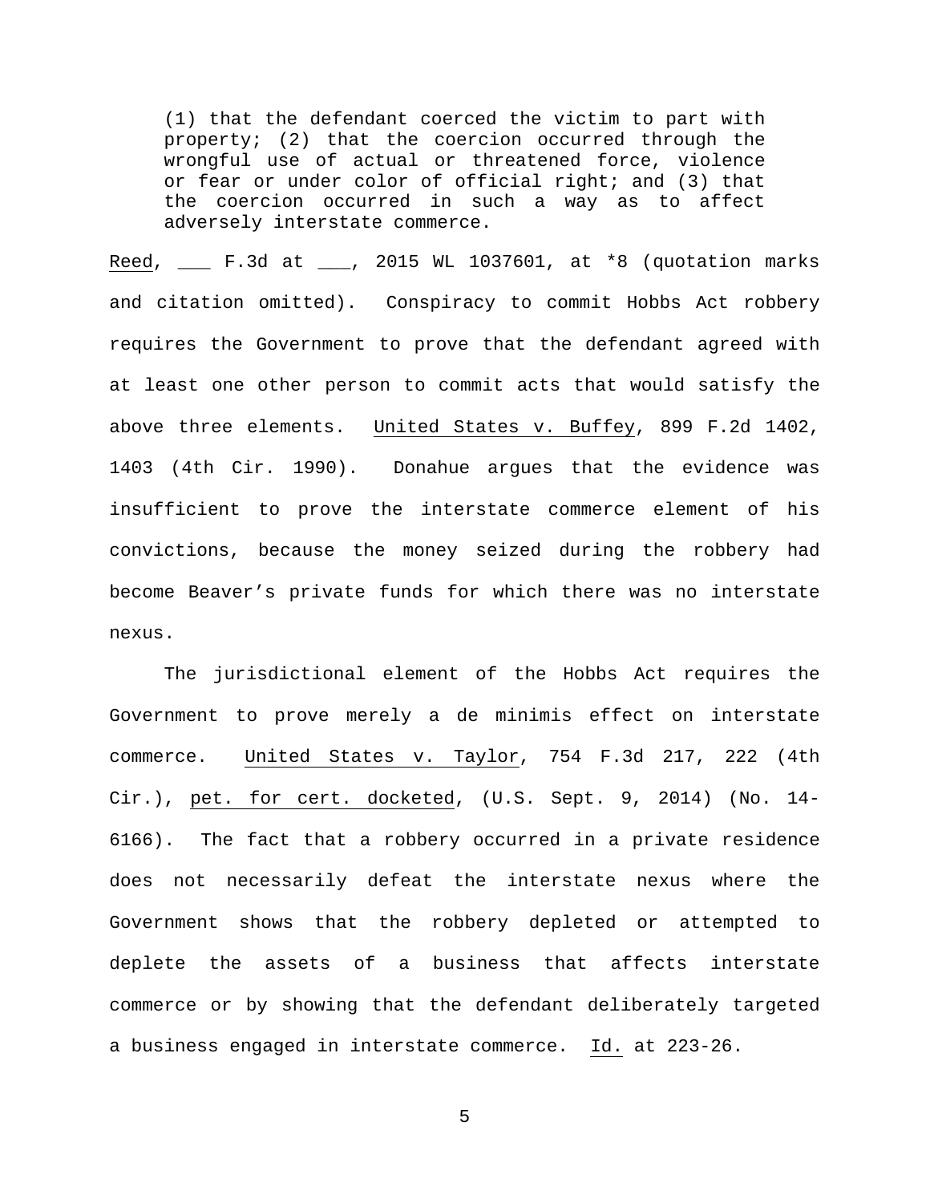> (1) that the defendant coerced the victim to part with property; (2) that the coercion occurred through the wrongful use of actual or threatened force, violence or fear or under color of official right; and (3) that the coercion occurred in such a way as to affect adversely interstate commerce.

Reed, ___ F.3d at ___, 2015 WL 1037601, at *8 (quotation marks and citation omitted). Conspiracy to commit Hobbs Act robbery requires the Government to prove that the defendant agreed with at least one other person to commit acts that would satisfy the above three elements. United States v. Buffey, 899 F.2d 1402, 1403 (4th Cir. 1990). Donahue argues that the evidence was insufficient to prove the interstate commerce element of his convictions, because the money seized during the robbery had become Beaver's private funds for which there was no interstate nexus.

The jurisdictional element of the Hobbs Act requires the Government to prove merely a de minimis effect on interstate commerce. United States v. Taylor, 754 F.3d 217, 222 (4th Cir.), pet. for cert. docketed, (U.S. Sept. 9, 2014) (No. 14-6166). The fact that a robbery occurred in a private residence does not necessarily defeat the interstate nexus where the Government shows that the robbery depleted or attempted to deplete the assets of a business that affects interstate commerce or by showing that the defendant deliberately targeted a business engaged in interstate commerce. Id. at 223-26.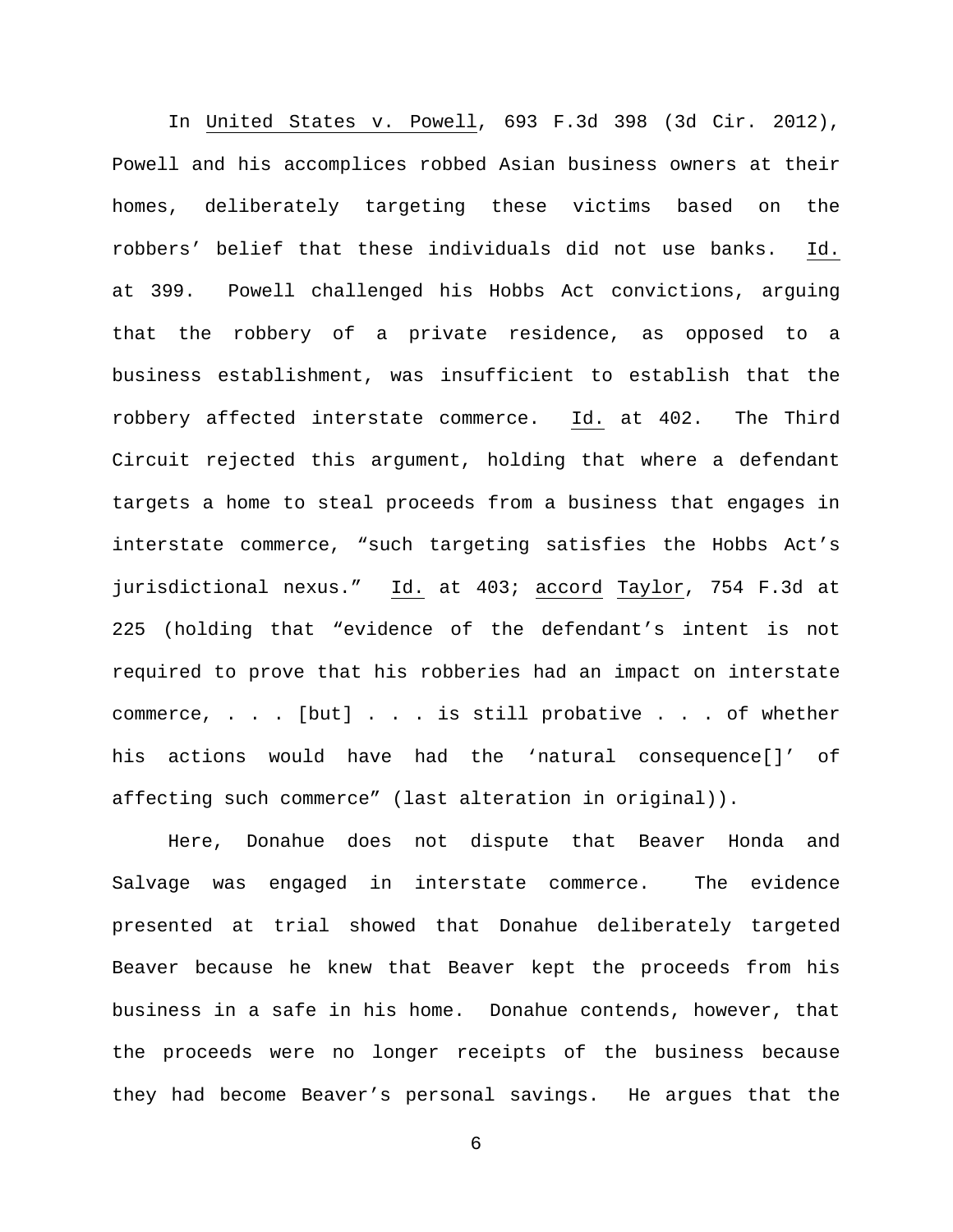In *United States v. Powell*, 693 F.3d 398 (3d Cir. 2012), Powell and his accomplices robbed Asian business owners at their homes, deliberately targeting these victims based on the robbers' belief that these individuals did not use banks. *Id.* at 399. Powell challenged his Hobbs Act convictions, arguing that the robbery of a private residence, as opposed to a business establishment, was insufficient to establish that the robbery affected interstate commerce. *Id.* at 402. The Third Circuit rejected this argument, holding that where a defendant targets a home to steal proceeds from a business that engages in interstate commerce, "such targeting satisfies the Hobbs Act's jurisdictional nexus." *Id.* at 403; *accord Taylor*, 754 F.3d at 225 (holding that "evidence of the defendant's intent is not required to prove that his robberies had an impact on interstate commerce, . . . [but] . . . is still probative . . . of whether his actions would have had the 'natural consequence[]' of affecting such commerce" (last alteration in original)).

Here, Donahue does not dispute that Beaver Honda and Salvage was engaged in interstate commerce. The evidence presented at trial showed that Donahue deliberately targeted Beaver because he knew that Beaver kept the proceeds from his business in a safe in his home. Donahue contends, however, that the proceeds were no longer receipts of the business because they had become Beaver's personal savings. He argues that the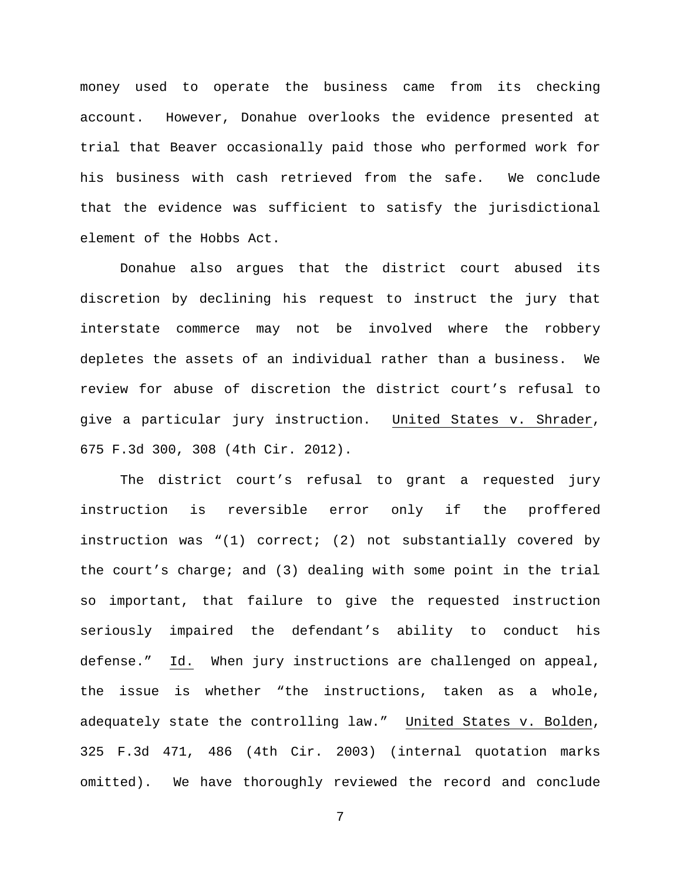money used to operate the business came from its checking account. However, Donahue overlooks the evidence presented at trial that Beaver occasionally paid those who performed work for his business with cash retrieved from the safe. We conclude that the evidence was sufficient to satisfy the jurisdictional element of the Hobbs Act.

Donahue also argues that the district court abused its discretion by declining his request to instruct the jury that interstate commerce may not be involved where the robbery depletes the assets of an individual rather than a business. We review for abuse of discretion the district court's refusal to give a particular jury instruction. United States v. Shrader, 675 F.3d 300, 308 (4th Cir. 2012).

The district court's refusal to grant a requested jury instruction is reversible error only if the proffered instruction was "(1) correct; (2) not substantially covered by the court's charge; and (3) dealing with some point in the trial so important, that failure to give the requested instruction seriously impaired the defendant's ability to conduct his defense." Id. When jury instructions are challenged on appeal, the issue is whether "the instructions, taken as a whole, adequately state the controlling law." United States v. Bolden, 325 F.3d 471, 486 (4th Cir. 2003) (internal quotation marks omitted). We have thoroughly reviewed the record and conclude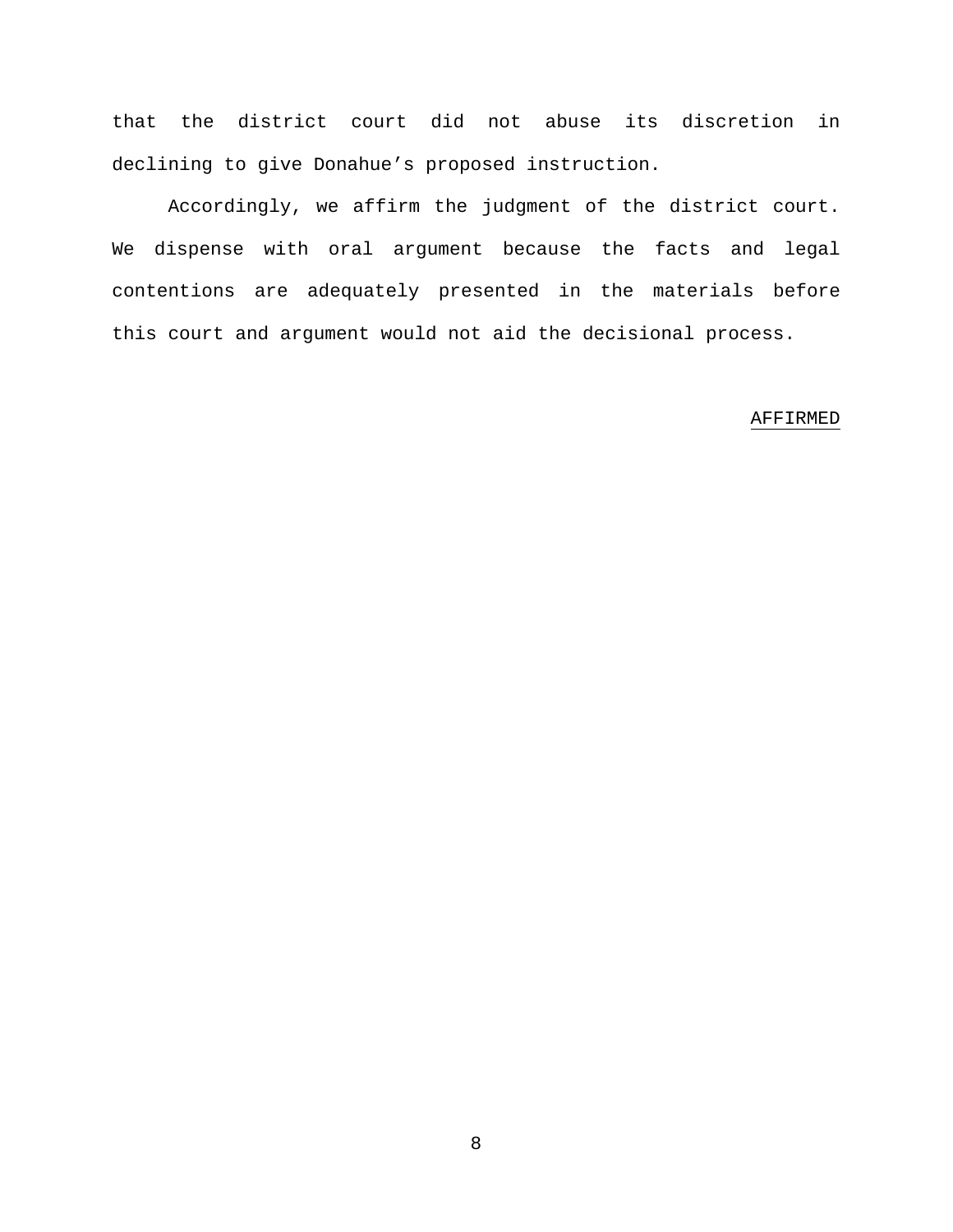that the district court did not abuse its discretion in declining to give Donahue's proposed instruction.

Accordingly, we affirm the judgment of the district court. We dispense with oral argument because the facts and legal contentions are adequately presented in the materials before this court and argument would not aid the decisional process.

AFFIRMED